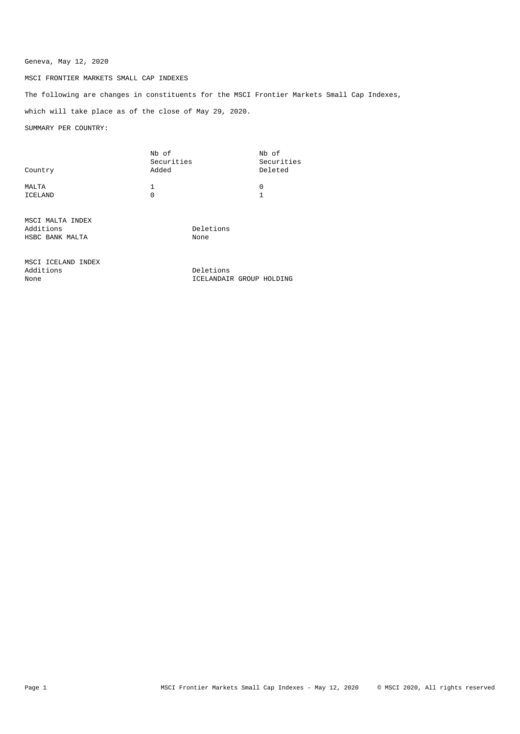Geneva, May 12, 2020

# MSCI FRONTIER MARKETS SMALL CAP INDEXES

The following are changes in constituents for the MSCI Frontier Markets Small Cap Indexes,

which will take place as of the close of May 29, 2020.

SUMMARY PER COUNTRY:

| Country | Nb of Securities Added | Nb of Securities Deleted |
|---|---|---|
| MALTA | 1 | 0 |
| ICELAND | 0 | 1 |

## MSCI MALTA INDEX

| Additions | Deletions |
|---|---|
| HSBC BANK MALTA | None |

## MSCI ICELAND INDEX

| Additions | Deletions |
|---|---|
| None | ICELANDAIR GROUP HOLDING |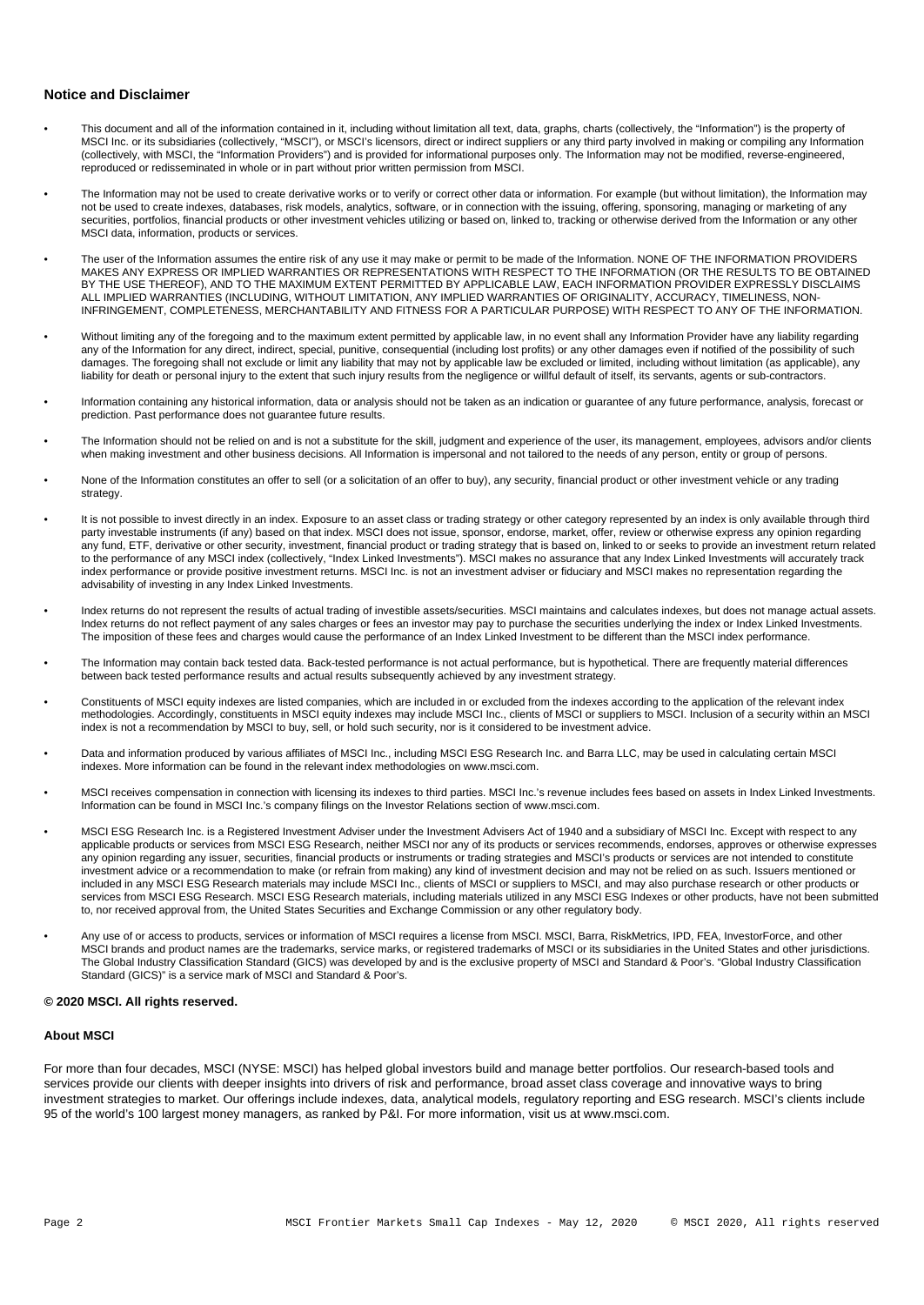## Notice and Disclaimer

- This document and all of the information contained in it, including without limitation all text, data, graphs, charts (collectively, the "Information") is the property of MSCI Inc. or its subsidiaries (collectively, "MSCI"), or MSCI's licensors, direct or indirect suppliers or any third party involved in making or compiling any Information (collectively, with MSCI, the "Information Providers") and is provided for informational purposes only. The Information may not be modified, reverse-engineered, reproduced or redisseminated in whole or in part without prior written permission from MSCI.
- The Information may not be used to create derivative works or to verify or correct other data or information. For example (but without limitation), the Information may not be used to create indexes, databases, risk models, analytics, software, or in connection with the issuing, offering, sponsoring, managing or marketing of any securities, portfolios, financial products or other investment vehicles utilizing or based on, linked to, tracking or otherwise derived from the Information or any other MSCI data, information, products or services.
- The user of the Information assumes the entire risk of any use it may make or permit to be made of the Information. NONE OF THE INFORMATION PROVIDERS MAKES ANY EXPRESS OR IMPLIED WARRANTIES OR REPRESENTATIONS WITH RESPECT TO THE INFORMATION (OR THE RESULTS TO BE OBTAINED BY THE USE THEREOF), AND TO THE MAXIMUM EXTENT PERMITTED BY APPLICABLE LAW, EACH INFORMATION PROVIDER EXPRESSLY DISCLAIMS ALL IMPLIED WARRANTIES (INCLUDING, WITHOUT LIMITATION, ANY IMPLIED WARRANTIES OF ORIGINALITY, ACCURACY, TIMELINESS, NON-INFRINGEMENT, COMPLETENESS, MERCHANTABILITY AND FITNESS FOR A PARTICULAR PURPOSE) WITH RESPECT TO ANY OF THE INFORMATION.
- Without limiting any of the foregoing and to the maximum extent permitted by applicable law, in no event shall any Information Provider have any liability regarding any of the Information for any direct, indirect, special, punitive, consequential (including lost profits) or any other damages even if notified of the possibility of such damages. The foregoing shall not exclude or limit any liability that may not by applicable law be excluded or limited, including without limitation (as applicable), any liability for death or personal injury to the extent that such injury results from the negligence or willful default of itself, its servants, agents or sub-contractors.
- Information containing any historical information, data or analysis should not be taken as an indication or guarantee of any future performance, analysis, forecast or prediction. Past performance does not guarantee future results.
- The Information should not be relied on and is not a substitute for the skill, judgment and experience of the user, its management, employees, advisors and/or clients when making investment and other business decisions. All Information is impersonal and not tailored to the needs of any person, entity or group of persons.
- None of the Information constitutes an offer to sell (or a solicitation of an offer to buy), any security, financial product or other investment vehicle or any trading strategy.
- It is not possible to invest directly in an index. Exposure to an asset class or trading strategy or other category represented by an index is only available through third party investable instruments (if any) based on that index. MSCI does not issue, sponsor, endorse, market, offer, review or otherwise express any opinion regarding any fund, ETF, derivative or other security, investment, financial product or trading strategy that is based on, linked to or seeks to provide an investment return related to the performance of any MSCI index (collectively, "Index Linked Investments"). MSCI makes no assurance that any Index Linked Investments will accurately track index performance or provide positive investment returns. MSCI Inc. is not an investment adviser or fiduciary and MSCI makes no representation regarding the advisability of investing in any Index Linked Investments.
- Index returns do not represent the results of actual trading of investible assets/securities. MSCI maintains and calculates indexes, but does not manage actual assets. Index returns do not reflect payment of any sales charges or fees an investor may pay to purchase the securities underlying the index or Index Linked Investments. The imposition of these fees and charges would cause the performance of an Index Linked Investment to be different than the MSCI index performance.
- The Information may contain back tested data. Back-tested performance is not actual performance, but is hypothetical. There are frequently material differences between back tested performance results and actual results subsequently achieved by any investment strategy.
- Constituents of MSCI equity indexes are listed companies, which are included in or excluded from the indexes according to the application of the relevant index methodologies. Accordingly, constituents in MSCI equity indexes may include MSCI Inc., clients of MSCI or suppliers to MSCI. Inclusion of a security within an MSCI index is not a recommendation by MSCI to buy, sell, or hold such security, nor is it considered to be investment advice.
- Data and information produced by various affiliates of MSCI Inc., including MSCI ESG Research Inc. and Barra LLC, may be used in calculating certain MSCI indexes. More information can be found in the relevant index methodologies on www.msci.com.
- MSCI receives compensation in connection with licensing its indexes to third parties. MSCI Inc.'s revenue includes fees based on assets in Index Linked Investments. Information can be found in MSCI Inc.'s company filings on the Investor Relations section of www.msci.com.
- MSCI ESG Research Inc. is a Registered Investment Adviser under the Investment Advisers Act of 1940 and a subsidiary of MSCI Inc. Except with respect to any applicable products or services from MSCI ESG Research, neither MSCI nor any of its products or services recommends, endorses, approves or otherwise expresses any opinion regarding any issuer, securities, financial products or instruments or trading strategies and MSCI's products or services are not intended to constitute investment advice or a recommendation to make (or refrain from making) any kind of investment decision and may not be relied on as such. Issuers mentioned or included in any MSCI ESG Research materials may include MSCI Inc., clients of MSCI or suppliers to MSCI, and may also purchase research or other products or services from MSCI ESG Research. MSCI ESG Research materials, including materials utilized in any MSCI ESG Indexes or other products, have not been submitted to, nor received approval from, the United States Securities and Exchange Commission or any other regulatory body.
- Any use of or access to products, services or information of MSCI requires a license from MSCI. MSCI, Barra, RiskMetrics, IPD, FEA, InvestorForce, and other MSCI brands and product names are the trademarks, service marks, or registered trademarks of MSCI or its subsidiaries in the United States and other jurisdictions. The Global Industry Classification Standard (GICS) was developed by and is the exclusive property of MSCI and Standard & Poor's. "Global Industry Classification Standard (GICS)" is a service mark of MSCI and Standard & Poor's.

**© 2020 MSCI. All rights reserved.**

### About MSCI

For more than four decades, MSCI (NYSE: MSCI) has helped global investors build and manage better portfolios. Our research-based tools and services provide our clients with deeper insights into drivers of risk and performance, broad asset class coverage and innovative ways to bring investment strategies to market. Our offerings include indexes, data, analytical models, regulatory reporting and ESG research. MSCI's clients include 95 of the world's 100 largest money managers, as ranked by P&I. For more information, visit us at www.msci.com.